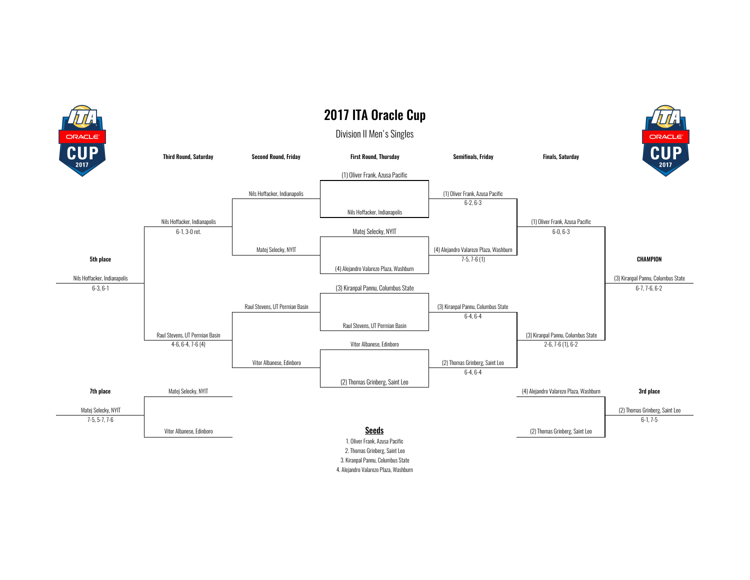# 2017 ITA Oracle Cup

## Division II Men's Singles

### First Round, Thursday

- (1) Oliver Frank, Azusa Pacific vs. Nils Hoffacker, Indianapolis
- Matej Selecky, NYIT vs. (4) Alejandro Valarezo Plaza, Washburn
- (3) Kiranpal Pannu, Columbus State vs. Raul Stevens, UT Permian Basin
- Vitor Albanese, Edinboro vs. (2) Thomas Grinberg, Saint Leo

### Semifinals, Friday

- (1) Oliver Frank, Azusa Pacific — 6-2, 6-3
- (4) Alejandro Valarezo Plaza, Washburn — 7-5, 7-6 (1)
- (3) Kiranpal Pannu, Columbus State — 6-4, 6-4
- (2) Thomas Grinberg, Saint Leo — 6-4, 6-4

### Finals, Saturday

- (1) Oliver Frank, Azusa Pacific — 6-0, 6-3
- (3) Kiranpal Pannu, Columbus State — 2-6, 7-6 (1), 6-2

**CHAMPION**

(3) Kiranpal Pannu, Columbus State — 6-7, 7-6, 6-2

**3rd place**

(4) Alejandro Valarezo Plaza, Washburn vs. (2) Thomas Grinberg, Saint Leo

(2) Thomas Grinberg, Saint Leo — 6-1, 7-5

### Second Round, Friday

- Nils Hoffacker, Indianapolis vs. Matej Selecky, NYIT
- Raul Stevens, UT Permian Basin vs. Vitor Albanese, Edinboro

### Third Round, Saturday

- Nils Hoffacker, Indianapolis — 6-1, 3-0 ret.
- Raul Stevens, UT Permian Basin — 4-6, 6-4, 7-6 (4)
- Matej Selecky, NYIT vs. Vitor Albanese, Edinboro

**5th place**

Nils Hoffacker, Indianapolis — 6-3, 6-1

**7th place**

Matej Selecky, NYIT — 7-5, 5-7, 7-6

### Seeds

1. Oliver Frank, Azusa Pacific
2. Thomas Grinberg, Saint Leo
3. Kiranpal Pannu, Columbus State
4. Alejandro Valarezo Plaza, Washburn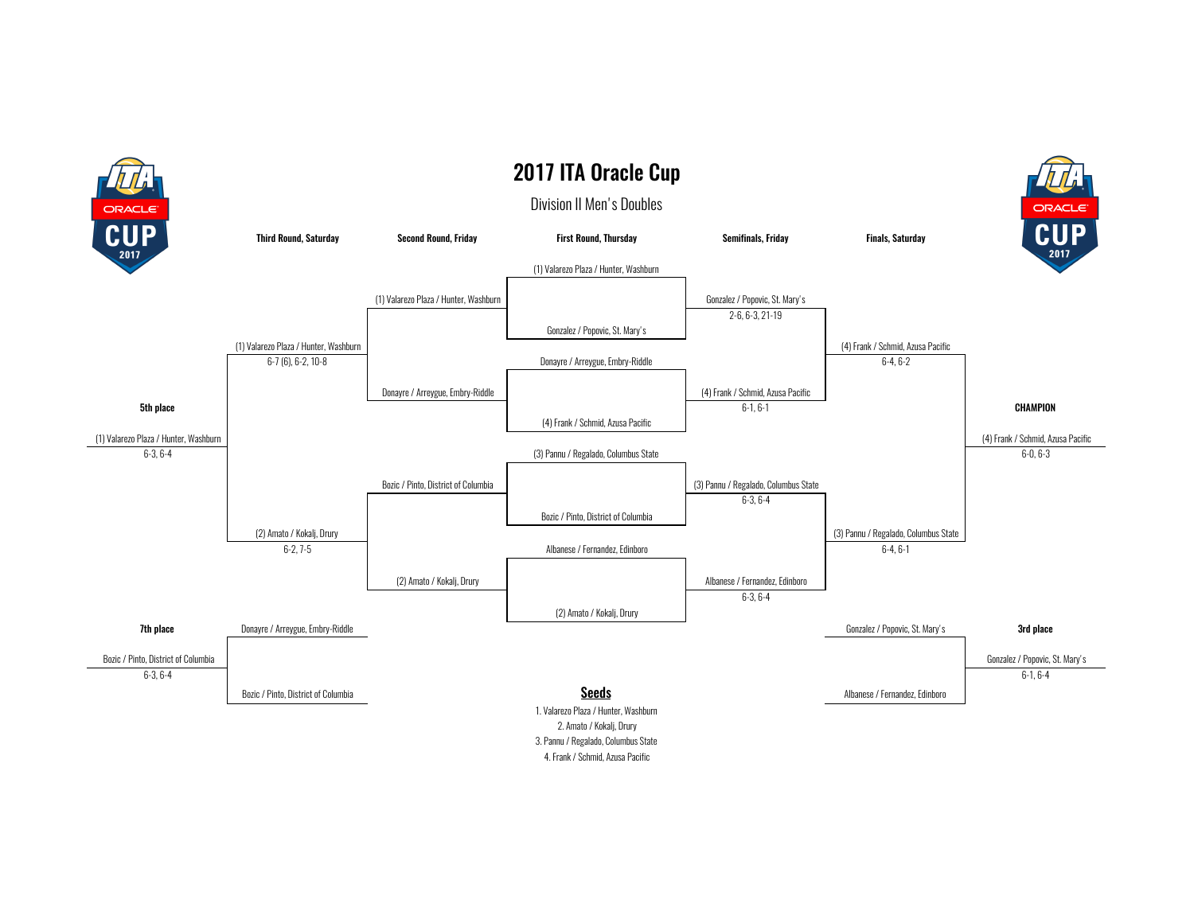# 2017 ITA Oracle Cup

## Division II Men's Doubles

### First Round, Thursday

(1) Valarezo Plaza / Hunter, Washburn

Gonzalez / Popovic, St. Mary's

Donayre / Arreygue, Embry-Riddle

(4) Frank / Schmid, Azusa Pacific

(3) Pannu / Regalado, Columbus State

Bozic / Pinto, District of Columbia

Albanese / Fernandez, Edinboro

(2) Amato / Kokalj, Drury

### Semifinals, Friday

Gonzalez / Popovic, St. Mary's
2-6, 6-3, 21-19

(4) Frank / Schmid, Azusa Pacific
6-1, 6-1

(3) Pannu / Regalado, Columbus State
6-3, 6-4

Albanese / Fernandez, Edinboro
6-3, 6-4

### Finals, Saturday

(4) Frank / Schmid, Azusa Pacific
6-4, 6-2

(3) Pannu / Regalado, Columbus State
6-4, 6-1

### CHAMPION

(4) Frank / Schmid, Azusa Pacific
6-0, 6-3

### 3rd place

Gonzalez / Popovic, St. Mary's

Albanese / Fernandez, Edinboro

Gonzalez / Popovic, St. Mary's
6-1, 6-4

### Second Round, Friday

(1) Valarezo Plaza / Hunter, Washburn

Donayre / Arreygue, Embry-Riddle

Bozic / Pinto, District of Columbia

(2) Amato / Kokalj, Drury

### Third Round, Saturday

(1) Valarezo Plaza / Hunter, Washburn
6-7 (6), 6-2, 10-8

(2) Amato / Kokalj, Drury
6-2, 7-5

### 5th place

(1) Valarezo Plaza / Hunter, Washburn
6-3, 6-4

### 7th place

Donayre / Arreygue, Embry-Riddle

Bozic / Pinto, District of Columbia

Bozic / Pinto, District of Columbia
6-3, 6-4

### Seeds

1. Valarezo Plaza / Hunter, Washburn
2. Amato / Kokalj, Drury
3. Pannu / Regalado, Columbus State
4. Frank / Schmid, Azusa Pacific